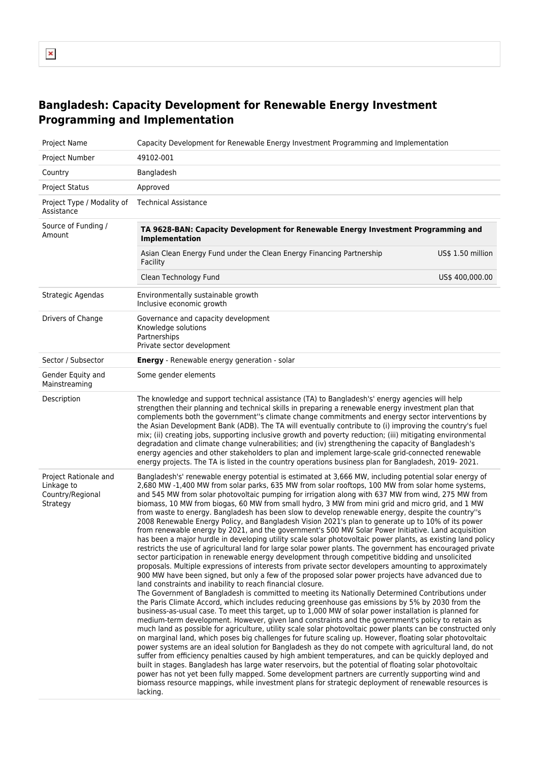# Bangladesh: Capacity Development for Renewable Energy Investment Programming and Implementation

| | |
|---|---|
| Project Name | Capacity Development for Renewable Energy Investment Programming and Implementation |
| Project Number | 49102-001 |
| Country | Bangladesh |
| Project Status | Approved |
| Project Type / Modality of Assistance | Technical Assistance |
| Source of Funding / Amount | **TA 9628-BAN: Capacity Development for Renewable Energy Investment Programming and Implementation**<br>Asian Clean Energy Fund under the Clean Energy Financing Partnership Facility — US$ 1.50 million<br>Clean Technology Fund — US$ 400,000.00 |
| Strategic Agendas | Environmentally sustainable growth<br>Inclusive economic growth |
| Drivers of Change | Governance and capacity development<br>Knowledge solutions<br>Partnerships<br>Private sector development |
| Sector / Subsector | **Energy** - Renewable energy generation - solar |
| Gender Equity and Mainstreaming | Some gender elements |
| Description | The knowledge and support technical assistance (TA) to Bangladesh's' energy agencies will help strengthen their planning and technical skills in preparing a renewable energy investment plan that complements both the government''s climate change commitments and energy sector interventions by the Asian Development Bank (ADB). The TA will eventually contribute to (i) improving the country's fuel mix; (ii) creating jobs, supporting inclusive growth and poverty reduction; (iii) mitigating environmental degradation and climate change vulnerabilities; and (iv) strengthening the capacity of Bangladesh's energy agencies and other stakeholders to plan and implement large-scale grid-connected renewable energy projects. The TA is listed in the country operations business plan for Bangladesh, 2019- 2021. |
| Project Rationale and Linkage to Country/Regional Strategy | Bangladesh's' renewable energy potential is estimated at 3,666 MW, including potential solar energy of 2,680 MW -1,400 MW from solar parks, 635 MW from solar rooftops, 100 MW from solar home systems, and 545 MW from solar photovoltaic pumping for irrigation along with 637 MW from wind, 275 MW from biomass, 10 MW from biogas, 60 MW from small hydro, 3 MW from mini grid and micro grid, and 1 MW from waste to energy. Bangladesh has been slow to develop renewable energy, despite the country''s 2008 Renewable Energy Policy, and Bangladesh Vision 2021's plan to generate up to 10% of its power from renewable energy by 2021, and the government's 500 MW Solar Power Initiative. Land acquisition has been a major hurdle in developing utility scale solar photovoltaic power plants, as existing land policy restricts the use of agricultural land for large solar power plants. The government has encouraged private sector participation in renewable energy development through competitive bidding and unsolicited proposals. Multiple expressions of interests from private sector developers amounting to approximately 900 MW have been signed, but only a few of the proposed solar power projects have advanced due to land constraints and inability to reach financial closure.<br>The Government of Bangladesh is committed to meeting its Nationally Determined Contributions under the Paris Climate Accord, which includes reducing greenhouse gas emissions by 5% by 2030 from the business-as-usual case. To meet this target, up to 1,000 MW of solar power installation is planned for medium-term development. However, given land constraints and the government's policy to retain as much land as possible for agriculture, utility scale solar photovoltaic power plants can be constructed only on marginal land, which poses big challenges for future scaling up. However, floating solar photovoltaic power systems are an ideal solution for Bangladesh as they do not compete with agricultural land, do not suffer from efficiency penalties caused by high ambient temperatures, and can be quickly deployed and built in stages. Bangladesh has large water reservoirs, but the potential of floating solar photovoltaic power has not yet been fully mapped. Some development partners are currently supporting wind and biomass resource mappings, while investment plans for strategic deployment of renewable resources is lacking. |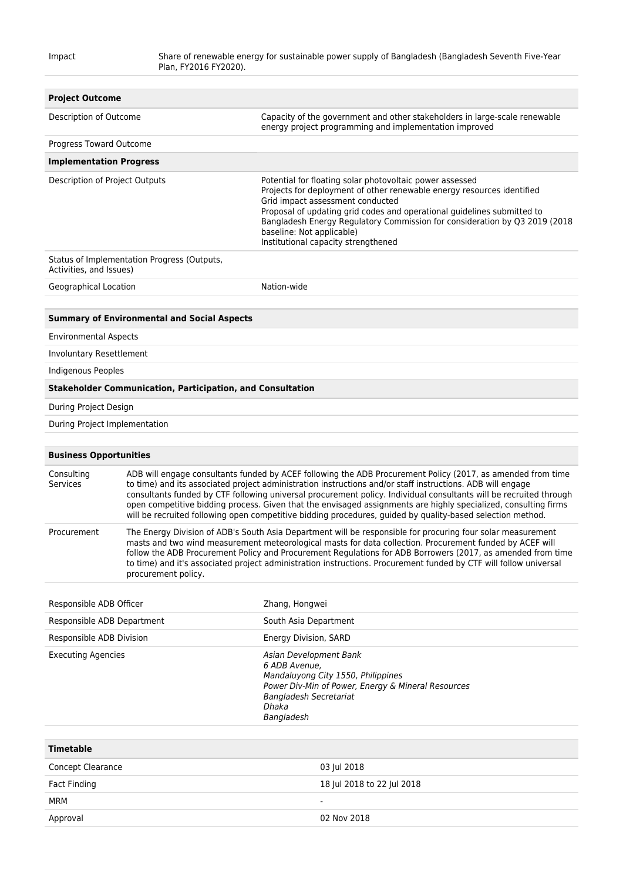| | |
|---|---|
| Impact | Share of renewable energy for sustainable power supply of Bangladesh (Bangladesh Seventh Five-Year Plan, FY2016 FY2020). |

| **Project Outcome** | |
|---|---|
| Description of Outcome | Capacity of the government and other stakeholders in large-scale renewable energy project programming and implementation improved |
| Progress Toward Outcome | |
| **Implementation Progress** | |
| Description of Project Outputs | Potential for floating solar photovoltaic power assessed<br>Projects for deployment of other renewable energy resources identified<br>Grid impact assessment conducted<br>Proposal of updating grid codes and operational guidelines submitted to Bangladesh Energy Regulatory Commission for consideration by Q3 2019 (2018 baseline: Not applicable)<br>Institutional capacity strengthened |
| Status of Implementation Progress (Outputs, Activities, and Issues) | |
| Geographical Location | Nation-wide |

| **Summary of Environmental and Social Aspects** |
|---|
| Environmental Aspects |
| Involuntary Resettlement |
| Indigenous Peoples |
| **Stakeholder Communication, Participation, and Consultation** |
| During Project Design |
| During Project Implementation |

| **Business Opportunities** | |
|---|---|
| Consulting Services | ADB will engage consultants funded by ACEF following the ADB Procurement Policy (2017, as amended from time to time) and its associated project administration instructions and/or staff instructions. ADB will engage consultants funded by CTF following universal procurement policy. Individual consultants will be recruited through open competitive bidding process. Given that the envisaged assignments are highly specialized, consulting firms will be recruited following open competitive bidding procedures, guided by quality-based selection method. |
| Procurement | The Energy Division of ADB's South Asia Department will be responsible for procuring four solar measurement masts and two wind measurement meteorological masts for data collection. Procurement funded by ACEF will follow the ADB Procurement Policy and Procurement Regulations for ADB Borrowers (2017, as amended from time to time) and it's associated project administration instructions. Procurement funded by CTF will follow universal procurement policy. |

| | |
|---|---|
| Responsible ADB Officer | Zhang, Hongwei |
| Responsible ADB Department | South Asia Department |
| Responsible ADB Division | Energy Division, SARD |
| Executing Agencies | *Asian Development Bank*<br>*6 ADB Avenue,*<br>*Mandaluyong City 1550, Philippines*<br>*Power Div-Min of Power, Energy & Mineral Resources*<br>*Bangladesh Secretariat*<br>*Dhaka*<br>*Bangladesh* |

| **Timetable** | |
|---|---|
| Concept Clearance | 03 Jul 2018 |
| Fact Finding | 18 Jul 2018 to 22 Jul 2018 |
| MRM | - |
| Approval | 02 Nov 2018 |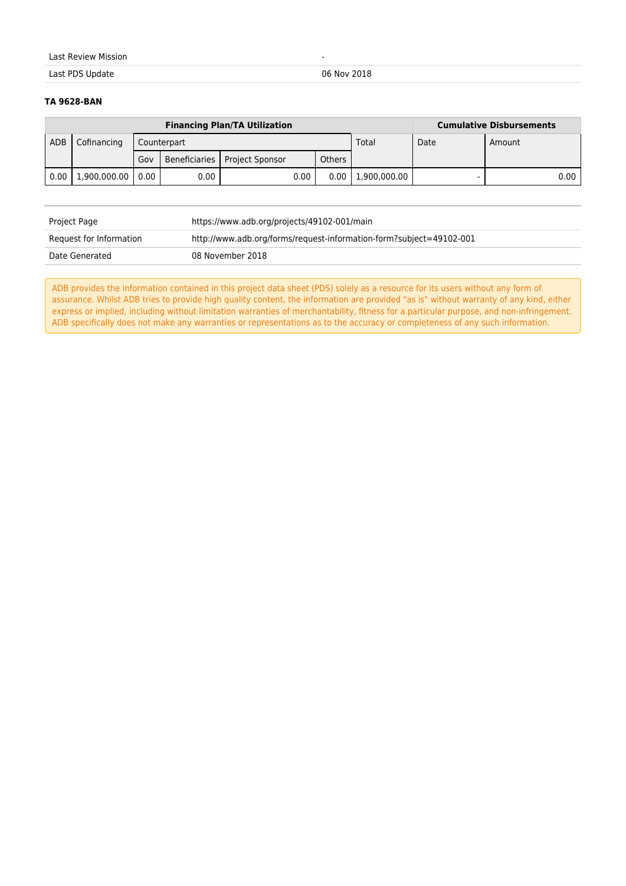| | |
|---|---|
| Last Review Mission | - |
| Last PDS Update | 06 Nov 2018 |

**TA 9628-BAN**

| Financing Plan/TA Utilization | | | | | | | | Cumulative Disbursements | |
|---|---|---|---|---|---|---|---|---|---|
| ADB | Cofinancing | Counterpart | | | | Total | | Date | Amount |
| | | Gov | Beneficiaries | Project Sponsor | Others | | | | |
| 0.00 | 1,900,000.00 | 0.00 | 0.00 | 0.00 | 0.00 | 1,900,000.00 | | - | 0.00 |

| | |
|---|---|
| Project Page | https://www.adb.org/projects/49102-001/main |
| Request for Information | http://www.adb.org/forms/request-information-form?subject=49102-001 |
| Date Generated | 08 November 2018 |

ADB provides the information contained in this project data sheet (PDS) solely as a resource for its users without any form of assurance. Whilst ADB tries to provide high quality content, the information are provided "as is" without warranty of any kind, either express or implied, including without limitation warranties of merchantability, fitness for a particular purpose, and non-infringement. ADB specifically does not make any warranties or representations as to the accuracy or completeness of any such information.